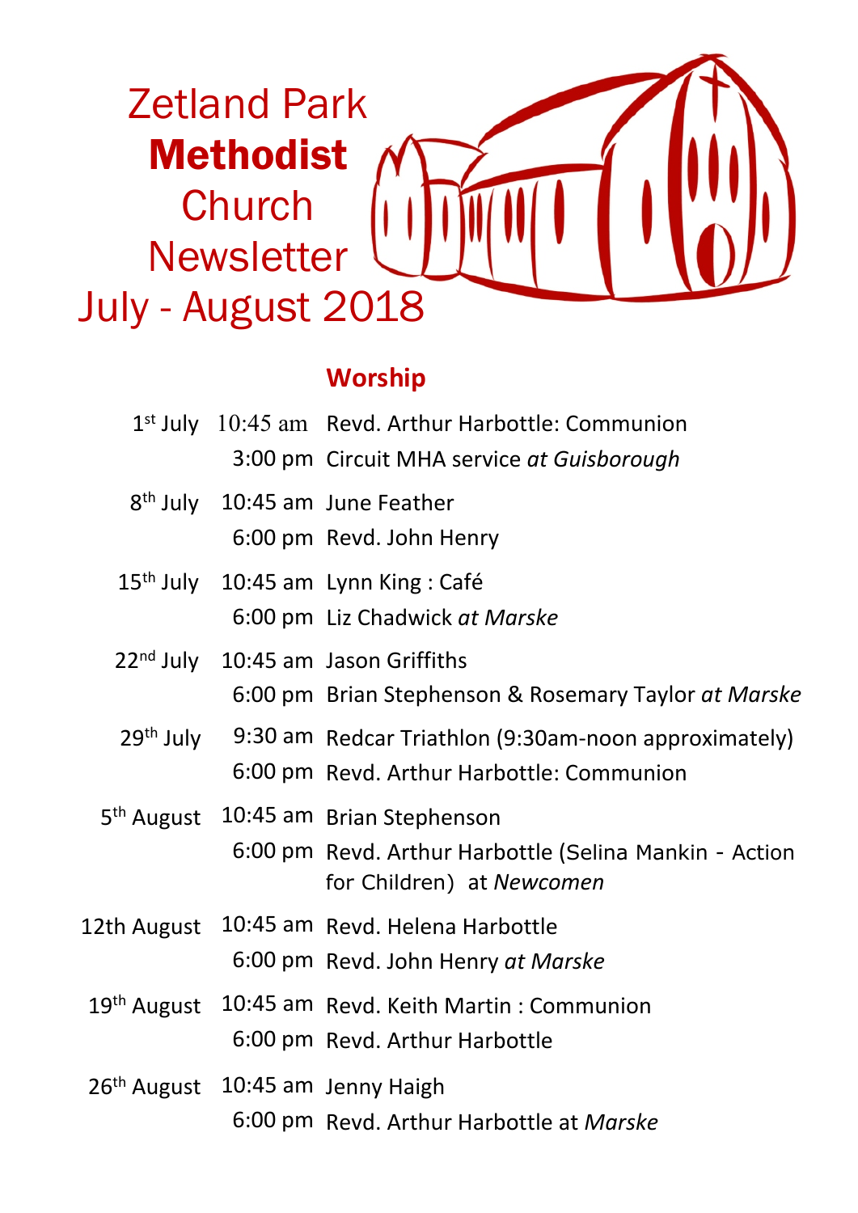# Zetland Park **Methodist** Church Newsletter July - August 2018

## Worship

| | | |
|---|---|---|
| 1st July | 10:45 am | Revd. Arthur Harbottle: Communion |
| | 3:00 pm | Circuit MHA service *at Guisborough* |
| 8th July | 10:45 am | June Feather |
| | 6:00 pm | Revd. John Henry |
| 15th July | 10:45 am | Lynn King : Café |
| | 6:00 pm | Liz Chadwick *at Marske* |
| 22nd July | 10:45 am | Jason Griffiths |
| | 6:00 pm | Brian Stephenson & Rosemary Taylor *at Marske* |
| 29th July | 9:30 am | Redcar Triathlon (9:30am-noon approximately) |
| | 6:00 pm | Revd. Arthur Harbottle: Communion |
| 5th August | 10:45 am | Brian Stephenson |
| | 6:00 pm | Revd. Arthur Harbottle (Selina Mankin - Action for Children) at *Newcomen* |
| 12th August | 10:45 am | Revd. Helena Harbottle |
| | 6:00 pm | Revd. John Henry *at Marske* |
| 19th August | 10:45 am | Revd. Keith Martin : Communion |
| | 6:00 pm | Revd. Arthur Harbottle |
| 26th August | 10:45 am | Jenny Haigh |
| | 6:00 pm | Revd. Arthur Harbottle at *Marske* |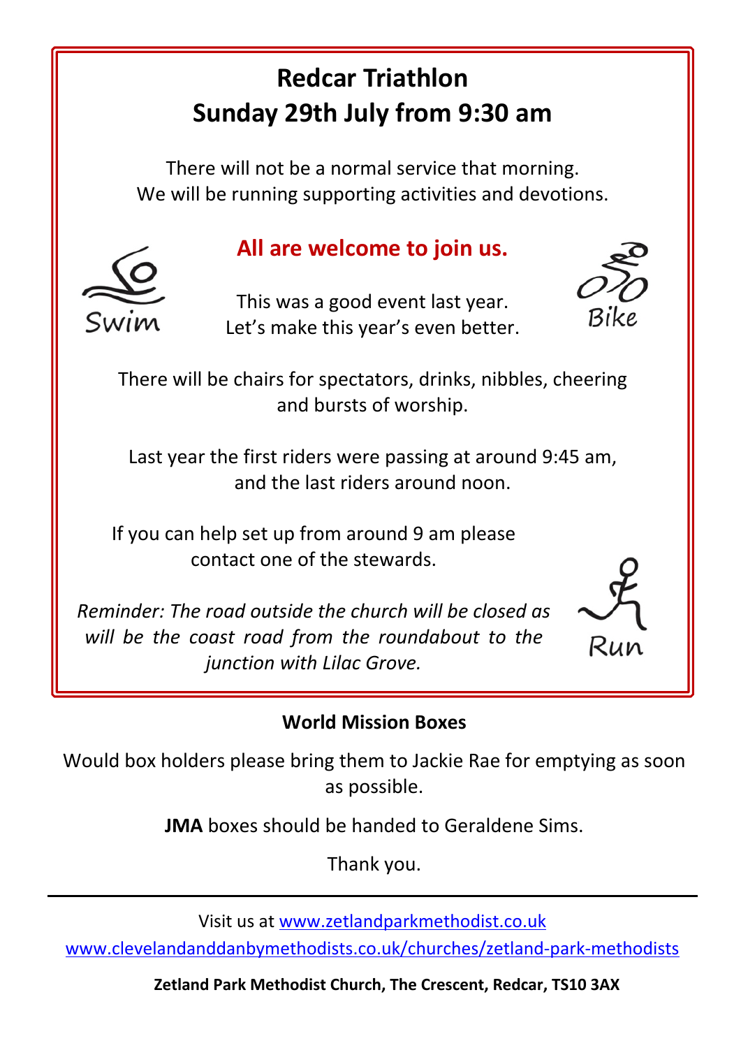# Redcar Triathlon
# Sunday 29th July from 9:30 am

There will not be a normal service that morning.
We will be running supporting activities and devotions.

Swim

## All are welcome to join us.

This was a good event last year.
Let's make this year's even better.

Bike

There will be chairs for spectators, drinks, nibbles, cheering and bursts of worship.

Last year the first riders were passing at around 9:45 am, and the last riders around noon.

If you can help set up from around 9 am please contact one of the stewards.

*Reminder: The road outside the church will be closed as will be the coast road from the roundabout to the junction with Lilac Grove.*

Run

## World Mission Boxes

Would box holders please bring them to Jackie Rae for emptying as soon as possible.

**JMA** boxes should be handed to Geraldene Sims.

Thank you.

---

Visit us at [www.zetlandparkmethodist.co.uk](www.zetlandparkmethodist.co.uk)

[www.clevelandanddanbymethodists.co.uk/churches/zetland-park-methodists](www.clevelandanddanbymethodists.co.uk/churches/zetland-park-methodists)

**Zetland Park Methodist Church, The Crescent, Redcar, TS10 3AX**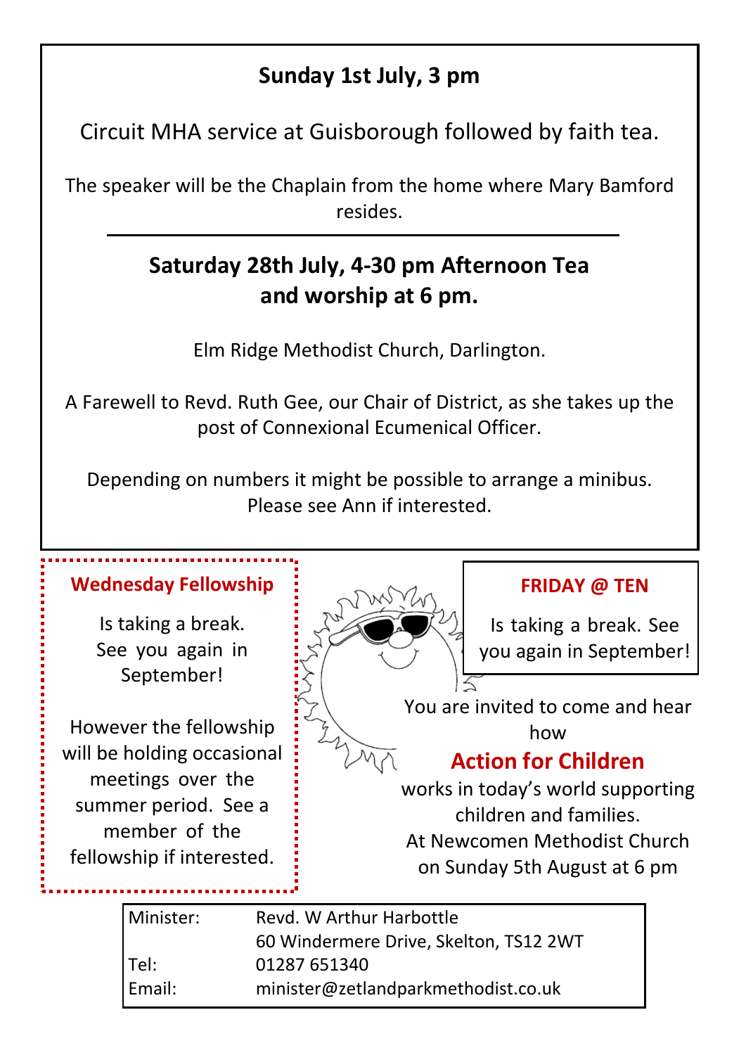## Sunday 1st July, 3 pm

Circuit MHA service at Guisborough followed by faith tea.

The speaker will be the Chaplain from the home where Mary Bamford resides.

---

## Saturday 28th July, 4-30 pm Afternoon Tea and worship at 6 pm.

Elm Ridge Methodist Church, Darlington.

A Farewell to Revd. Ruth Gee, our Chair of District, as she takes up the post of Connexional Ecumenical Officer.

Depending on numbers it might be possible to arrange a minibus. Please see Ann if interested.

---

### Wednesday Fellowship

Is taking a break. See you again in September!

However the fellowship will be holding occasional meetings over the summer period. See a member of the fellowship if interested.

### FRIDAY @ TEN

Is taking a break. See you again in September!

You are invited to come and hear how

### Action for Children

works in today's world supporting children and families.
At Newcomen Methodist Church on Sunday 5th August at 6 pm

| | |
|---|---|
| Minister: | Revd. W Arthur Harbottle |
| | 60 Windermere Drive, Skelton, TS12 2WT |
| Tel: | 01287 651340 |
| Email: | minister@zetlandparkmethodist.co.uk |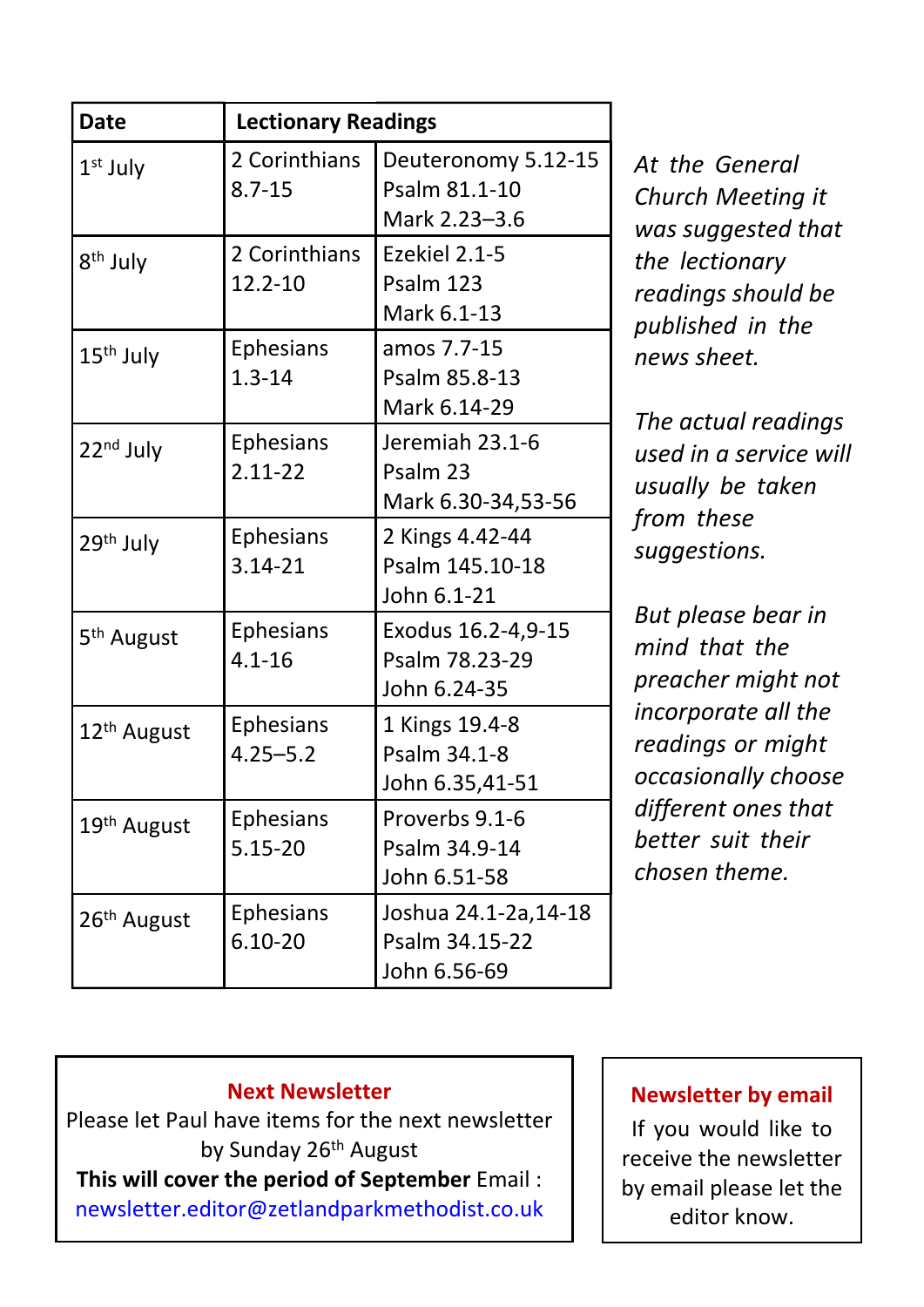| Date | Lectionary Readings | |
|---|---|---|
| 1st July | 2 Corinthians 8.7-15 | Deuteronomy 5.12-15<br>Psalm 81.1-10<br>Mark 2.23–3.6 |
| 8th July | 2 Corinthians 12.2-10 | Ezekiel 2.1-5<br>Psalm 123<br>Mark 6.1-13 |
| 15th July | Ephesians 1.3-14 | amos 7.7-15<br>Psalm 85.8-13<br>Mark 6.14-29 |
| 22nd July | Ephesians 2.11-22 | Jeremiah 23.1-6<br>Psalm 23<br>Mark 6.30-34,53-56 |
| 29th July | Ephesians 3.14-21 | 2 Kings 4.42-44<br>Psalm 145.10-18<br>John 6.1-21 |
| 5th August | Ephesians 4.1-16 | Exodus 16.2-4,9-15<br>Psalm 78.23-29<br>John 6.24-35 |
| 12th August | Ephesians 4.25–5.2 | 1 Kings 19.4-8<br>Psalm 34.1-8<br>John 6.35,41-51 |
| 19th August | Ephesians 5.15-20 | Proverbs 9.1-6<br>Psalm 34.9-14<br>John 6.51-58 |
| 26th August | Ephesians 6.10-20 | Joshua 24.1-2a,14-18<br>Psalm 34.15-22<br>John 6.56-69 |

*At the General Church Meeting it was suggested that the lectionary readings should be published in the news sheet.*

*The actual readings used in a service will usually be taken from these suggestions.*

*But please bear in mind that the preacher might not incorporate all the readings or might occasionally choose different ones that better suit their chosen theme.*

**Next Newsletter**

Please let Paul have items for the next newsletter by Sunday 26th August

**This will cover the period of September** Email : newsletter.editor@zetlandparkmethodist.co.uk

**Newsletter by email**

If you would like to receive the newsletter by email please let the editor know.